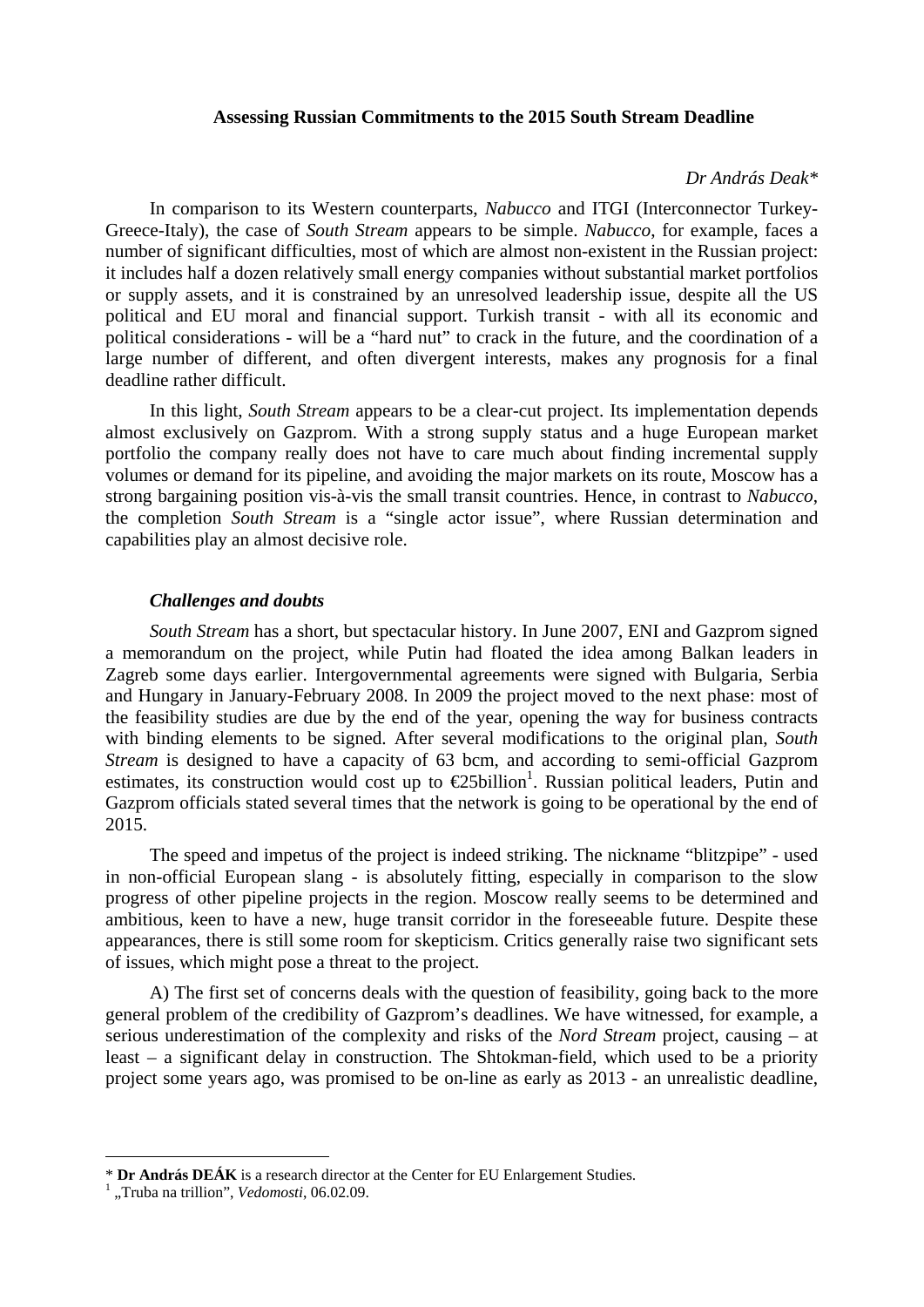# Assessing Russian Commitments to the 2015 South Stream Deadline

*Dr András Deak\**

In comparison to its Western counterparts, *Nabucco* and ITGI (Interconnector Turkey-Greece-Italy), the case of *South Stream* appears to be simple. *Nabucco*, for example, faces a number of significant difficulties, most of which are almost non-existent in the Russian project: it includes half a dozen relatively small energy companies without substantial market portfolios or supply assets, and it is constrained by an unresolved leadership issue, despite all the US political and EU moral and financial support. Turkish transit - with all its economic and political considerations - will be a "hard nut" to crack in the future, and the coordination of a large number of different, and often divergent interests, makes any prognosis for a final deadline rather difficult.

In this light, *South Stream* appears to be a clear-cut project. Its implementation depends almost exclusively on Gazprom. With a strong supply status and a huge European market portfolio the company really does not have to care much about finding incremental supply volumes or demand for its pipeline, and avoiding the major markets on its route, Moscow has a strong bargaining position vis-à-vis the small transit countries. Hence, in contrast to *Nabucco*, the completion *South Stream* is a "single actor issue", where Russian determination and capabilities play an almost decisive role.

### *Challenges and doubts*

*South Stream* has a short, but spectacular history. In June 2007, ENI and Gazprom signed a memorandum on the project, while Putin had floated the idea among Balkan leaders in Zagreb some days earlier. Intergovernmental agreements were signed with Bulgaria, Serbia and Hungary in January-February 2008. In 2009 the project moved to the next phase: most of the feasibility studies are due by the end of the year, opening the way for business contracts with binding elements to be signed. After several modifications to the original plan, *South Stream* is designed to have a capacity of 63 bcm, and according to semi-official Gazprom estimates, its construction would cost up to €25billion[1]. Russian political leaders, Putin and Gazprom officials stated several times that the network is going to be operational by the end of 2015.

The speed and impetus of the project is indeed striking. The nickname "blitzpipe" - used in non-official European slang - is absolutely fitting, especially in comparison to the slow progress of other pipeline projects in the region. Moscow really seems to be determined and ambitious, keen to have a new, huge transit corridor in the foreseeable future. Despite these appearances, there is still some room for skepticism. Critics generally raise two significant sets of issues, which might pose a threat to the project.

A) The first set of concerns deals with the question of feasibility, going back to the more general problem of the credibility of Gazprom's deadlines. We have witnessed, for example, a serious underestimation of the complexity and risks of the *Nord Stream* project, causing – at least – a significant delay in construction. The Shtokman-field, which used to be a priority project some years ago, was promised to be on-line as early as 2013 - an unrealistic deadline,

---

\* **Dr András DEÁK** is a research director at the Center for EU Enlargement Studies.

[1] „Truba na trillion", *Vedomosti*, 06.02.09.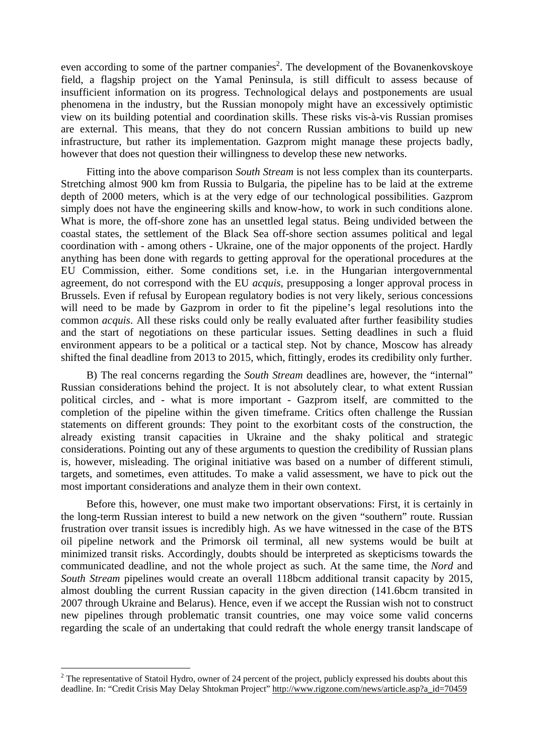even according to some of the partner companies[2]. The development of the Bovanenkovskoye field, a flagship project on the Yamal Peninsula, is still difficult to assess because of insufficient information on its progress. Technological delays and postponements are usual phenomena in the industry, but the Russian monopoly might have an excessively optimistic view on its building potential and coordination skills. These risks vis-à-vis Russian promises are external. This means, that they do not concern Russian ambitions to build up new infrastructure, but rather its implementation. Gazprom might manage these projects badly, however that does not question their willingness to develop these new networks.

Fitting into the above comparison *South Stream* is not less complex than its counterparts. Stretching almost 900 km from Russia to Bulgaria, the pipeline has to be laid at the extreme depth of 2000 meters, which is at the very edge of our technological possibilities. Gazprom simply does not have the engineering skills and know-how, to work in such conditions alone. What is more, the off-shore zone has an unsettled legal status. Being undivided between the coastal states, the settlement of the Black Sea off-shore section assumes political and legal coordination with - among others - Ukraine, one of the major opponents of the project. Hardly anything has been done with regards to getting approval for the operational procedures at the EU Commission, either. Some conditions set, i.e. in the Hungarian intergovernmental agreement, do not correspond with the EU *acquis*, presupposing a longer approval process in Brussels. Even if refusal by European regulatory bodies is not very likely, serious concessions will need to be made by Gazprom in order to fit the pipeline's legal resolutions into the common *acquis*. All these risks could only be really evaluated after further feasibility studies and the start of negotiations on these particular issues. Setting deadlines in such a fluid environment appears to be a political or a tactical step. Not by chance, Moscow has already shifted the final deadline from 2013 to 2015, which, fittingly, erodes its credibility only further.

B) The real concerns regarding the *South Stream* deadlines are, however, the "internal" Russian considerations behind the project. It is not absolutely clear, to what extent Russian political circles, and - what is more important - Gazprom itself, are committed to the completion of the pipeline within the given timeframe. Critics often challenge the Russian statements on different grounds: They point to the exorbitant costs of the construction, the already existing transit capacities in Ukraine and the shaky political and strategic considerations. Pointing out any of these arguments to question the credibility of Russian plans is, however, misleading. The original initiative was based on a number of different stimuli, targets, and sometimes, even attitudes. To make a valid assessment, we have to pick out the most important considerations and analyze them in their own context.

Before this, however, one must make two important observations: First, it is certainly in the long-term Russian interest to build a new network on the given "southern" route. Russian frustration over transit issues is incredibly high. As we have witnessed in the case of the BTS oil pipeline network and the Primorsk oil terminal, all new systems would be built at minimized transit risks. Accordingly, doubts should be interpreted as skepticisms towards the communicated deadline, and not the whole project as such. At the same time, the *Nord* and *South Stream* pipelines would create an overall 118bcm additional transit capacity by 2015, almost doubling the current Russian capacity in the given direction (141.6bcm transited in 2007 through Ukraine and Belarus). Hence, even if we accept the Russian wish not to construct new pipelines through problematic transit countries, one may voice some valid concerns regarding the scale of an undertaking that could redraft the whole energy transit landscape of

[2] The representative of Statoil Hydro, owner of 24 percent of the project, publicly expressed his doubts about this deadline. In: "Credit Crisis May Delay Shtokman Project" http://www.rigzone.com/news/article.asp?a_id=70459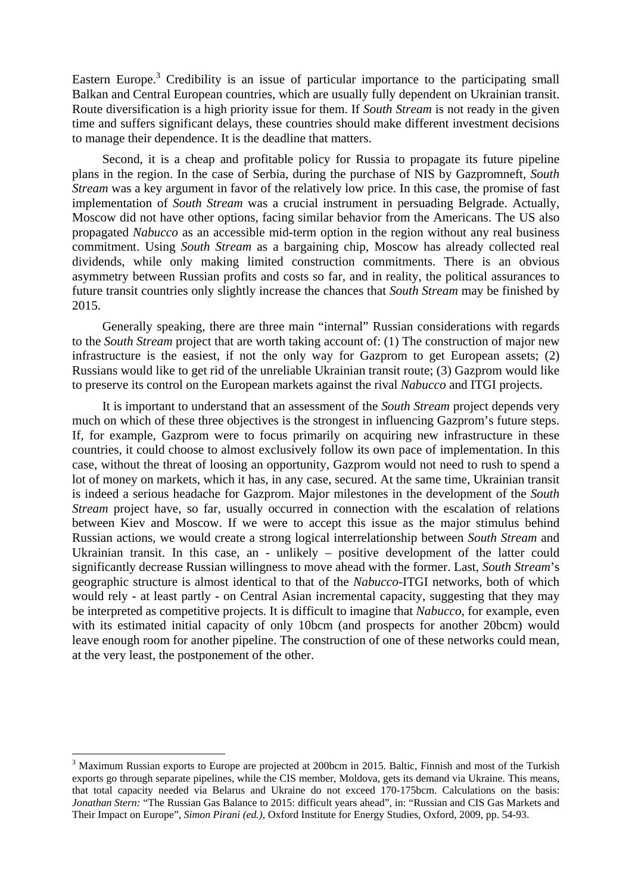Eastern Europe.[3] Credibility is an issue of particular importance to the participating small Balkan and Central European countries, which are usually fully dependent on Ukrainian transit. Route diversification is a high priority issue for them. If *South Stream* is not ready in the given time and suffers significant delays, these countries should make different investment decisions to manage their dependence. It is the deadline that matters.

Second, it is a cheap and profitable policy for Russia to propagate its future pipeline plans in the region. In the case of Serbia, during the purchase of NIS by Gazpromneft, *South Stream* was a key argument in favor of the relatively low price. In this case, the promise of fast implementation of *South Stream* was a crucial instrument in persuading Belgrade. Actually, Moscow did not have other options, facing similar behavior from the Americans. The US also propagated *Nabucco* as an accessible mid-term option in the region without any real business commitment. Using *South Stream* as a bargaining chip, Moscow has already collected real dividends, while only making limited construction commitments. There is an obvious asymmetry between Russian profits and costs so far, and in reality, the political assurances to future transit countries only slightly increase the chances that *South Stream* may be finished by 2015.

Generally speaking, there are three main "internal" Russian considerations with regards to the *South Stream* project that are worth taking account of: (1) The construction of major new infrastructure is the easiest, if not the only way for Gazprom to get European assets; (2) Russians would like to get rid of the unreliable Ukrainian transit route; (3) Gazprom would like to preserve its control on the European markets against the rival *Nabucco* and ITGI projects.

It is important to understand that an assessment of the *South Stream* project depends very much on which of these three objectives is the strongest in influencing Gazprom's future steps. If, for example, Gazprom were to focus primarily on acquiring new infrastructure in these countries, it could choose to almost exclusively follow its own pace of implementation. In this case, without the threat of loosing an opportunity, Gazprom would not need to rush to spend a lot of money on markets, which it has, in any case, secured. At the same time, Ukrainian transit is indeed a serious headache for Gazprom. Major milestones in the development of the *South Stream* project have, so far, usually occurred in connection with the escalation of relations between Kiev and Moscow. If we were to accept this issue as the major stimulus behind Russian actions, we would create a strong logical interrelationship between *South Stream* and Ukrainian transit. In this case, an - unlikely – positive development of the latter could significantly decrease Russian willingness to move ahead with the former. Last, *South Stream*'s geographic structure is almost identical to that of the *Nabucco*-ITGI networks, both of which would rely - at least partly - on Central Asian incremental capacity, suggesting that they may be interpreted as competitive projects. It is difficult to imagine that *Nabucco*, for example, even with its estimated initial capacity of only 10bcm (and prospects for another 20bcm) would leave enough room for another pipeline. The construction of one of these networks could mean, at the very least, the postponement of the other.

---

[3] Maximum Russian exports to Europe are projected at 200bcm in 2015. Baltic, Finnish and most of the Turkish exports go through separate pipelines, while the CIS member, Moldova, gets its demand via Ukraine. This means, that total capacity needed via Belarus and Ukraine do not exceed 170-175bcm. Calculations on the basis: *Jonathan Stern:* "The Russian Gas Balance to 2015: difficult years ahead", in: "Russian and CIS Gas Markets and Their Impact on Europe", *Simon Pirani (ed.),* Oxford Institute for Energy Studies, Oxford, 2009, pp. 54-93.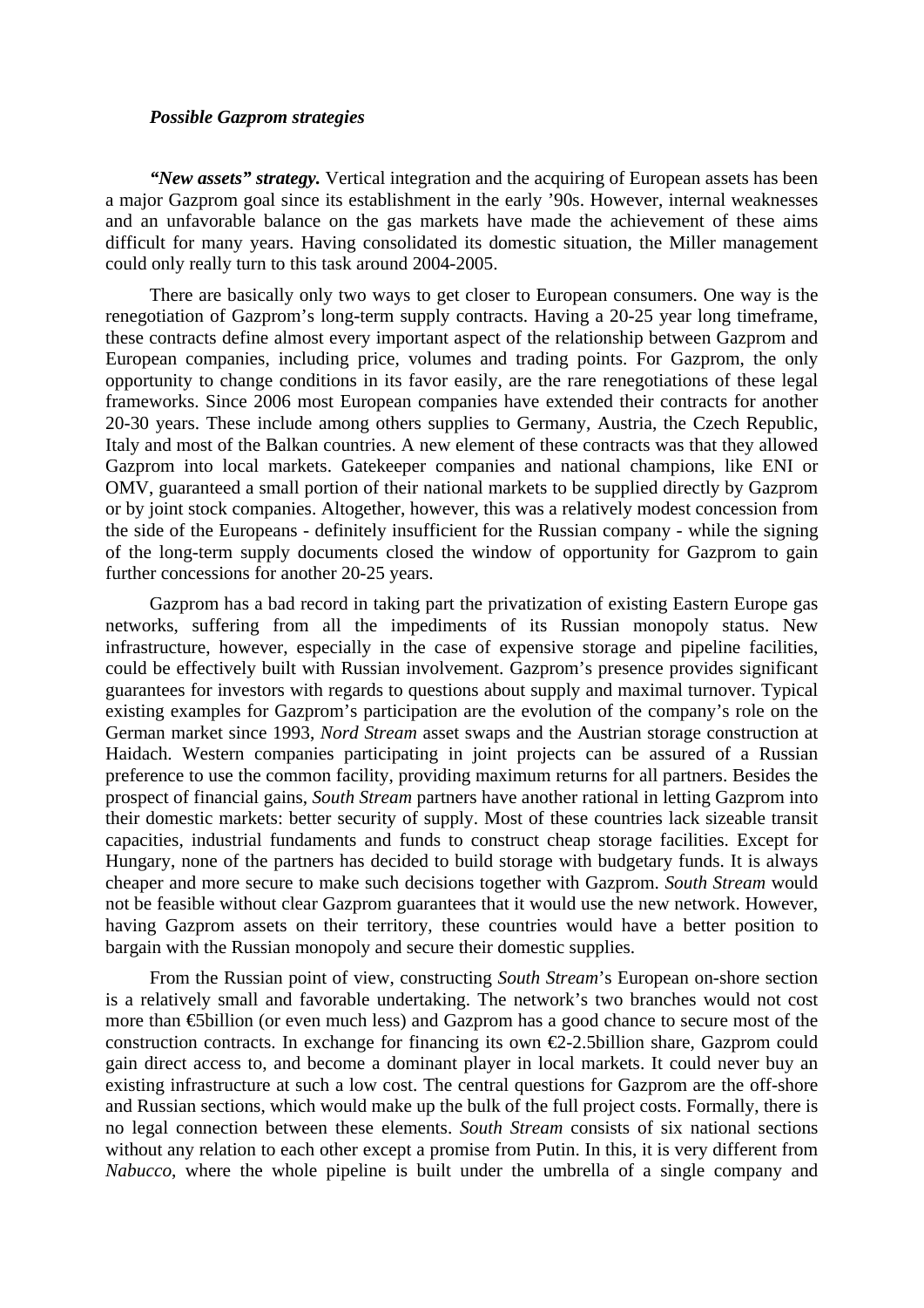### *Possible Gazprom strategies*

***"New assets" strategy.*** Vertical integration and the acquiring of European assets has been a major Gazprom goal since its establishment in the early '90s. However, internal weaknesses and an unfavorable balance on the gas markets have made the achievement of these aims difficult for many years. Having consolidated its domestic situation, the Miller management could only really turn to this task around 2004-2005.

There are basically only two ways to get closer to European consumers. One way is the renegotiation of Gazprom's long-term supply contracts. Having a 20-25 year long timeframe, these contracts define almost every important aspect of the relationship between Gazprom and European companies, including price, volumes and trading points. For Gazprom, the only opportunity to change conditions in its favor easily, are the rare renegotiations of these legal frameworks. Since 2006 most European companies have extended their contracts for another 20-30 years. These include among others supplies to Germany, Austria, the Czech Republic, Italy and most of the Balkan countries. A new element of these contracts was that they allowed Gazprom into local markets. Gatekeeper companies and national champions, like ENI or OMV, guaranteed a small portion of their national markets to be supplied directly by Gazprom or by joint stock companies. Altogether, however, this was a relatively modest concession from the side of the Europeans - definitely insufficient for the Russian company - while the signing of the long-term supply documents closed the window of opportunity for Gazprom to gain further concessions for another 20-25 years.

Gazprom has a bad record in taking part the privatization of existing Eastern Europe gas networks, suffering from all the impediments of its Russian monopoly status. New infrastructure, however, especially in the case of expensive storage and pipeline facilities, could be effectively built with Russian involvement. Gazprom's presence provides significant guarantees for investors with regards to questions about supply and maximal turnover. Typical existing examples for Gazprom's participation are the evolution of the company's role on the German market since 1993, *Nord Stream* asset swaps and the Austrian storage construction at Haidach. Western companies participating in joint projects can be assured of a Russian preference to use the common facility, providing maximum returns for all partners. Besides the prospect of financial gains, *South Stream* partners have another rational in letting Gazprom into their domestic markets: better security of supply. Most of these countries lack sizeable transit capacities, industrial fundaments and funds to construct cheap storage facilities. Except for Hungary, none of the partners has decided to build storage with budgetary funds. It is always cheaper and more secure to make such decisions together with Gazprom. *South Stream* would not be feasible without clear Gazprom guarantees that it would use the new network. However, having Gazprom assets on their territory, these countries would have a better position to bargain with the Russian monopoly and secure their domestic supplies.

From the Russian point of view, constructing *South Stream*'s European on-shore section is a relatively small and favorable undertaking. The network's two branches would not cost more than €5billion (or even much less) and Gazprom has a good chance to secure most of the construction contracts. In exchange for financing its own €2-2.5billion share, Gazprom could gain direct access to, and become a dominant player in local markets. It could never buy an existing infrastructure at such a low cost. The central questions for Gazprom are the off-shore and Russian sections, which would make up the bulk of the full project costs. Formally, there is no legal connection between these elements. *South Stream* consists of six national sections without any relation to each other except a promise from Putin. In this, it is very different from *Nabucco*, where the whole pipeline is built under the umbrella of a single company and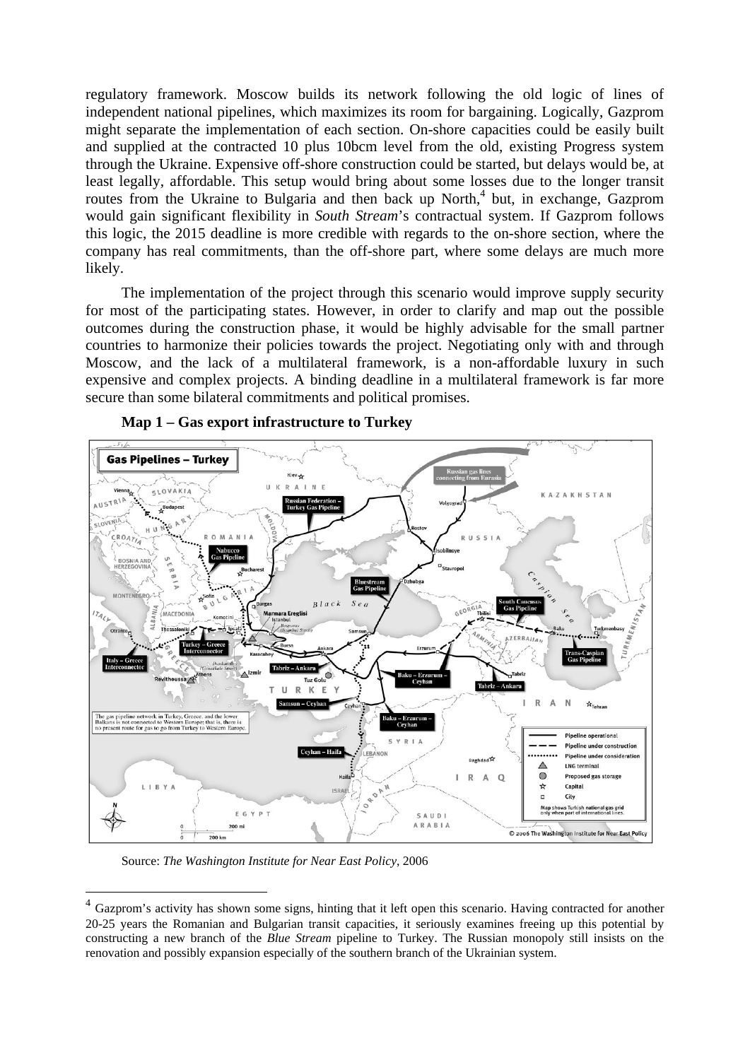regulatory framework. Moscow builds its network following the old logic of lines of independent national pipelines, which maximizes its room for bargaining. Logically, Gazprom might separate the implementation of each section. On-shore capacities could be easily built and supplied at the contracted 10 plus 10bcm level from the old, existing Progress system through the Ukraine. Expensive off-shore construction could be started, but delays would be, at least legally, affordable. This setup would bring about some losses due to the longer transit routes from the Ukraine to Bulgaria and then back up North,[4] but, in exchange, Gazprom would gain significant flexibility in *South Stream*'s contractual system. If Gazprom follows this logic, the 2015 deadline is more credible with regards to the on-shore section, where the company has real commitments, than the off-shore part, where some delays are much more likely.

The implementation of the project through this scenario would improve supply security for most of the participating states. However, in order to clarify and map out the possible outcomes during the construction phase, it would be highly advisable for the small partner countries to harmonize their policies towards the project. Negotiating only with and through Moscow, and the lack of a multilateral framework, is a non-affordable luxury in such expensive and complex projects. A binding deadline in a multilateral framework is far more secure than some bilateral commitments and political promises.

**Map 1 – Gas export infrastructure to Turkey**

Source: *The Washington Institute for Near East Policy*, 2006

[4] Gazprom's activity has shown some signs, hinting that it left open this scenario. Having contracted for another 20-25 years the Romanian and Bulgarian transit capacities, it seriously examines freeing up this potential by constructing a new branch of the *Blue Stream* pipeline to Turkey. The Russian monopoly still insists on the renovation and possibly expansion especially of the southern branch of the Ukrainian system.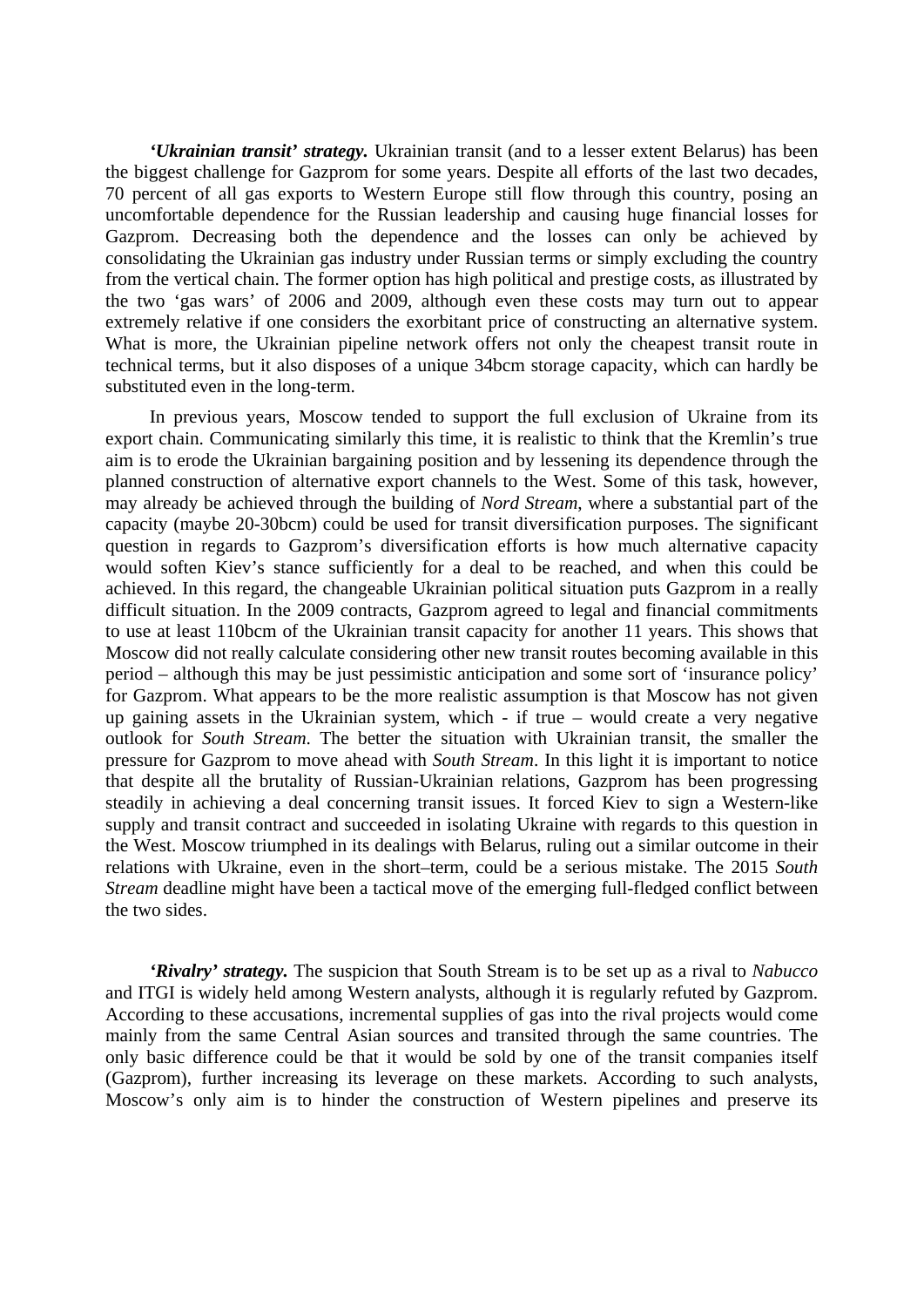***'Ukrainian transit' strategy.*** Ukrainian transit (and to a lesser extent Belarus) has been the biggest challenge for Gazprom for some years. Despite all efforts of the last two decades, 70 percent of all gas exports to Western Europe still flow through this country, posing an uncomfortable dependence for the Russian leadership and causing huge financial losses for Gazprom. Decreasing both the dependence and the losses can only be achieved by consolidating the Ukrainian gas industry under Russian terms or simply excluding the country from the vertical chain. The former option has high political and prestige costs, as illustrated by the two 'gas wars' of 2006 and 2009, although even these costs may turn out to appear extremely relative if one considers the exorbitant price of constructing an alternative system. What is more, the Ukrainian pipeline network offers not only the cheapest transit route in technical terms, but it also disposes of a unique 34bcm storage capacity, which can hardly be substituted even in the long-term.

In previous years, Moscow tended to support the full exclusion of Ukraine from its export chain. Communicating similarly this time, it is realistic to think that the Kremlin's true aim is to erode the Ukrainian bargaining position and by lessening its dependence through the planned construction of alternative export channels to the West. Some of this task, however, may already be achieved through the building of *Nord Stream*, where a substantial part of the capacity (maybe 20-30bcm) could be used for transit diversification purposes. The significant question in regards to Gazprom's diversification efforts is how much alternative capacity would soften Kiev's stance sufficiently for a deal to be reached, and when this could be achieved. In this regard, the changeable Ukrainian political situation puts Gazprom in a really difficult situation. In the 2009 contracts, Gazprom agreed to legal and financial commitments to use at least 110bcm of the Ukrainian transit capacity for another 11 years. This shows that Moscow did not really calculate considering other new transit routes becoming available in this period – although this may be just pessimistic anticipation and some sort of 'insurance policy' for Gazprom. What appears to be the more realistic assumption is that Moscow has not given up gaining assets in the Ukrainian system, which - if true – would create a very negative outlook for *South Stream*. The better the situation with Ukrainian transit, the smaller the pressure for Gazprom to move ahead with *South Stream*. In this light it is important to notice that despite all the brutality of Russian-Ukrainian relations, Gazprom has been progressing steadily in achieving a deal concerning transit issues. It forced Kiev to sign a Western-like supply and transit contract and succeeded in isolating Ukraine with regards to this question in the West. Moscow triumphed in its dealings with Belarus, ruling out a similar outcome in their relations with Ukraine, even in the short–term, could be a serious mistake. The 2015 *South Stream* deadline might have been a tactical move of the emerging full-fledged conflict between the two sides.

***'Rivalry' strategy.*** The suspicion that South Stream is to be set up as a rival to *Nabucco* and ITGI is widely held among Western analysts, although it is regularly refuted by Gazprom. According to these accusations, incremental supplies of gas into the rival projects would come mainly from the same Central Asian sources and transited through the same countries. The only basic difference could be that it would be sold by one of the transit companies itself (Gazprom), further increasing its leverage on these markets. According to such analysts, Moscow's only aim is to hinder the construction of Western pipelines and preserve its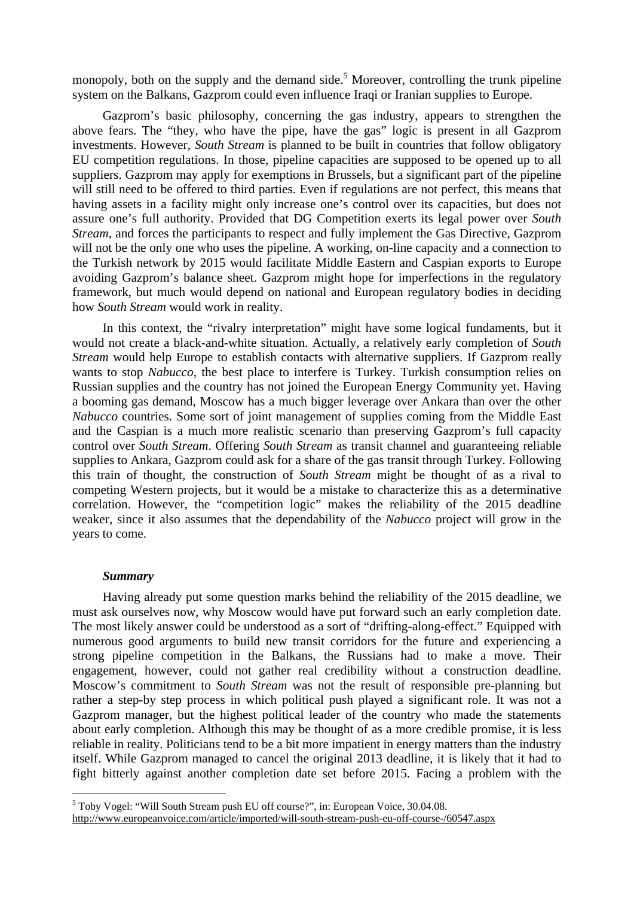monopoly, both on the supply and the demand side.[5] Moreover, controlling the trunk pipeline system on the Balkans, Gazprom could even influence Iraqi or Iranian supplies to Europe.

Gazprom's basic philosophy, concerning the gas industry, appears to strengthen the above fears. The "they, who have the pipe, have the gas" logic is present in all Gazprom investments. However, *South Stream* is planned to be built in countries that follow obligatory EU competition regulations. In those, pipeline capacities are supposed to be opened up to all suppliers. Gazprom may apply for exemptions in Brussels, but a significant part of the pipeline will still need to be offered to third parties. Even if regulations are not perfect, this means that having assets in a facility might only increase one's control over its capacities, but does not assure one's full authority. Provided that DG Competition exerts its legal power over *South Stream*, and forces the participants to respect and fully implement the Gas Directive, Gazprom will not be the only one who uses the pipeline. A working, on-line capacity and a connection to the Turkish network by 2015 would facilitate Middle Eastern and Caspian exports to Europe avoiding Gazprom's balance sheet. Gazprom might hope for imperfections in the regulatory framework, but much would depend on national and European regulatory bodies in deciding how *South Stream* would work in reality.

In this context, the "rivalry interpretation" might have some logical fundaments, but it would not create a black-and-white situation. Actually, a relatively early completion of *South Stream* would help Europe to establish contacts with alternative suppliers. If Gazprom really wants to stop *Nabucco*, the best place to interfere is Turkey. Turkish consumption relies on Russian supplies and the country has not joined the European Energy Community yet. Having a booming gas demand, Moscow has a much bigger leverage over Ankara than over the other *Nabucco* countries. Some sort of joint management of supplies coming from the Middle East and the Caspian is a much more realistic scenario than preserving Gazprom's full capacity control over *South Stream*. Offering *South Stream* as transit channel and guaranteeing reliable supplies to Ankara, Gazprom could ask for a share of the gas transit through Turkey. Following this train of thought, the construction of *South Stream* might be thought of as a rival to competing Western projects, but it would be a mistake to characterize this as a determinative correlation. However, the "competition logic" makes the reliability of the 2015 deadline weaker, since it also assumes that the dependability of the *Nabucco* project will grow in the years to come.

### *Summary*

Having already put some question marks behind the reliability of the 2015 deadline, we must ask ourselves now, why Moscow would have put forward such an early completion date. The most likely answer could be understood as a sort of "drifting-along-effect." Equipped with numerous good arguments to build new transit corridors for the future and experiencing a strong pipeline competition in the Balkans, the Russians had to make a move. Their engagement, however, could not gather real credibility without a construction deadline. Moscow's commitment to *South Stream* was not the result of responsible pre-planning but rather a step-by step process in which political push played a significant role. It was not a Gazprom manager, but the highest political leader of the country who made the statements about early completion. Although this may be thought of as a more credible promise, it is less reliable in reality. Politicians tend to be a bit more impatient in energy matters than the industry itself. While Gazprom managed to cancel the original 2013 deadline, it is likely that it had to fight bitterly against another completion date set before 2015. Facing a problem with the

---

[5] Toby Vogel: "Will South Stream push EU off course?", in: European Voice, 30.04.08. http://www.europeanvoice.com/article/imported/will-south-stream-push-eu-off-course-/60547.aspx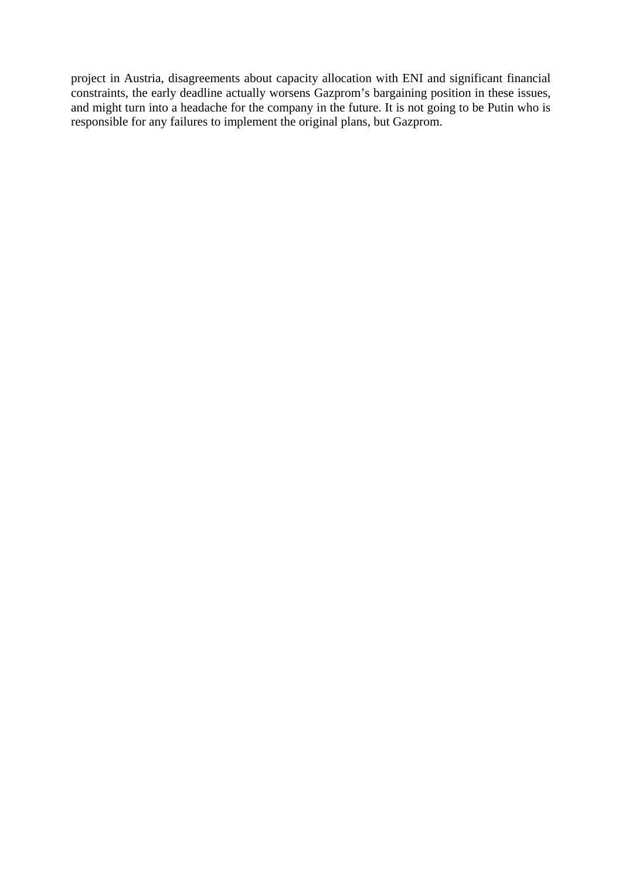project in Austria, disagreements about capacity allocation with ENI and significant financial constraints, the early deadline actually worsens Gazprom's bargaining position in these issues, and might turn into a headache for the company in the future. It is not going to be Putin who is responsible for any failures to implement the original plans, but Gazprom.